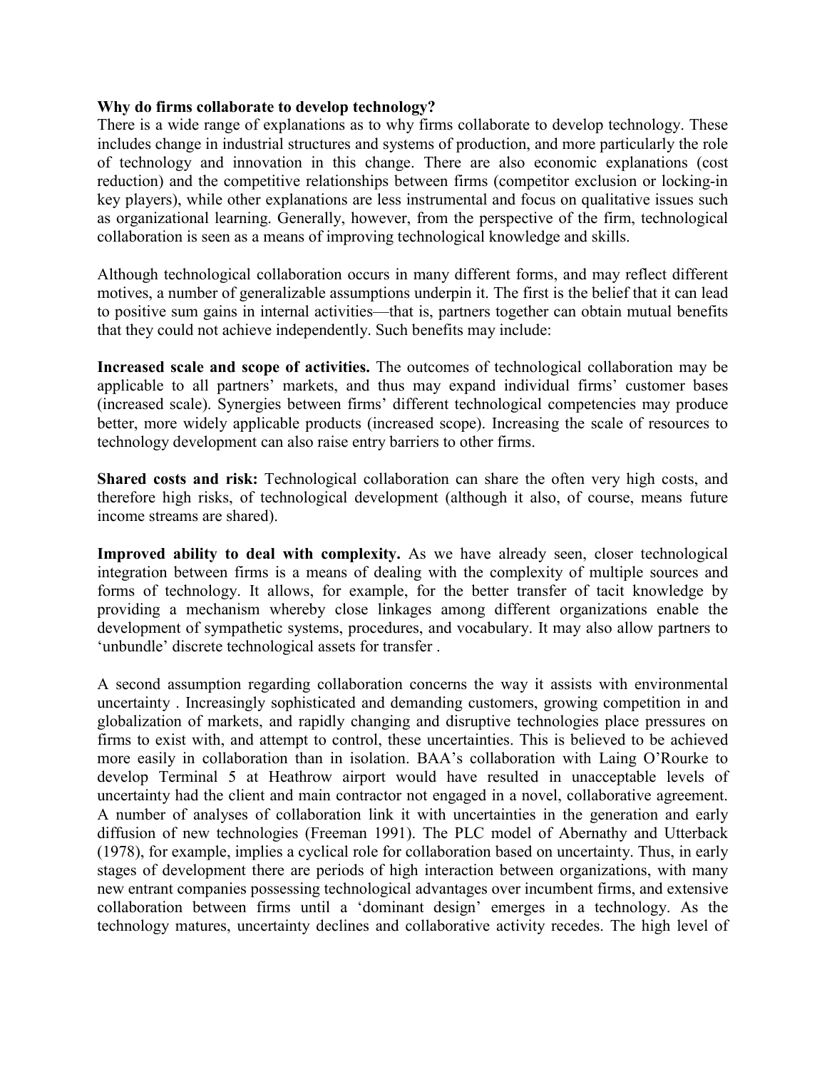**Why do firms collaborate to develop technology?**

There is a wide range of explanations as to why firms collaborate to develop technology. These includes change in industrial structures and systems of production, and more particularly the role of technology and innovation in this change. There are also economic explanations (cost reduction) and the competitive relationships between firms (competitor exclusion or locking-in key players), while other explanations are less instrumental and focus on qualitative issues such as organizational learning. Generally, however, from the perspective of the firm, technological collaboration is seen as a means of improving technological knowledge and skills.

Although technological collaboration occurs in many different forms, and may reflect different motives, a number of generalizable assumptions underpin it. The first is the belief that it can lead to positive sum gains in internal activities—that is, partners together can obtain mutual benefits that they could not achieve independently. Such benefits may include:

**Increased scale and scope of activities.** The outcomes of technological collaboration may be applicable to all partners' markets, and thus may expand individual firms' customer bases (increased scale). Synergies between firms' different technological competencies may produce better, more widely applicable products (increased scope). Increasing the scale of resources to technology development can also raise entry barriers to other firms.

**Shared costs and risk:** Technological collaboration can share the often very high costs, and therefore high risks, of technological development (although it also, of course, means future income streams are shared).

**Improved ability to deal with complexity.** As we have already seen, closer technological integration between firms is a means of dealing with the complexity of multiple sources and forms of technology. It allows, for example, for the better transfer of tacit knowledge by providing a mechanism whereby close linkages among different organizations enable the development of sympathetic systems, procedures, and vocabulary. It may also allow partners to 'unbundle' discrete technological assets for transfer .

A second assumption regarding collaboration concerns the way it assists with environmental uncertainty . Increasingly sophisticated and demanding customers, growing competition in and globalization of markets, and rapidly changing and disruptive technologies place pressures on firms to exist with, and attempt to control, these uncertainties. This is believed to be achieved more easily in collaboration than in isolation. BAA's collaboration with Laing O'Rourke to develop Terminal 5 at Heathrow airport would have resulted in unacceptable levels of uncertainty had the client and main contractor not engaged in a novel, collaborative agreement. A number of analyses of collaboration link it with uncertainties in the generation and early diffusion of new technologies (Freeman 1991). The PLC model of Abernathy and Utterback (1978), for example, implies a cyclical role for collaboration based on uncertainty. Thus, in early stages of development there are periods of high interaction between organizations, with many new entrant companies possessing technological advantages over incumbent firms, and extensive collaboration between firms until a 'dominant design' emerges in a technology. As the technology matures, uncertainty declines and collaborative activity recedes. The high level of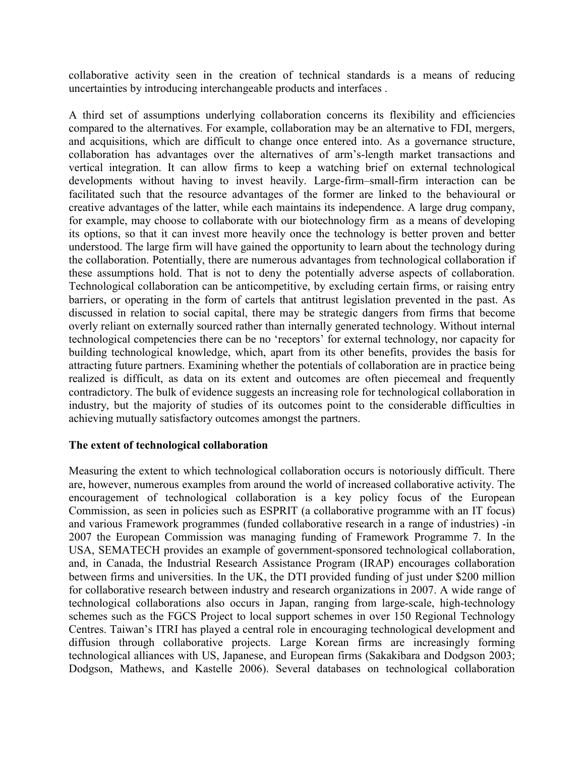collaborative activity seen in the creation of technical standards is a means of reducing uncertainties by introducing interchangeable products and interfaces .

A third set of assumptions underlying collaboration concerns its flexibility and efficiencies compared to the alternatives. For example, collaboration may be an alternative to FDI, mergers, and acquisitions, which are difficult to change once entered into. As a governance structure, collaboration has advantages over the alternatives of arm's-length market transactions and vertical integration. It can allow firms to keep a watching brief on external technological developments without having to invest heavily. Large-firm–small-firm interaction can be facilitated such that the resource advantages of the former are linked to the behavioural or creative advantages of the latter, while each maintains its independence. A large drug company, for example, may choose to collaborate with our biotechnology firm as a means of developing its options, so that it can invest more heavily once the technology is better proven and better understood. The large firm will have gained the opportunity to learn about the technology during the collaboration. Potentially, there are numerous advantages from technological collaboration if these assumptions hold. That is not to deny the potentially adverse aspects of collaboration. Technological collaboration can be anticompetitive, by excluding certain firms, or raising entry barriers, or operating in the form of cartels that antitrust legislation prevented in the past. As discussed in relation to social capital, there may be strategic dangers from firms that become overly reliant on externally sourced rather than internally generated technology. Without internal technological competencies there can be no 'receptors' for external technology, nor capacity for building technological knowledge, which, apart from its other benefits, provides the basis for attracting future partners. Examining whether the potentials of collaboration are in practice being realized is difficult, as data on its extent and outcomes are often piecemeal and frequently contradictory. The bulk of evidence suggests an increasing role for technological collaboration in industry, but the majority of studies of its outcomes point to the considerable difficulties in achieving mutually satisfactory outcomes amongst the partners.

**The extent of technological collaboration**

Measuring the extent to which technological collaboration occurs is notoriously difficult. There are, however, numerous examples from around the world of increased collaborative activity. The encouragement of technological collaboration is a key policy focus of the European Commission, as seen in policies such as ESPRIT (a collaborative programme with an IT focus) and various Framework programmes (funded collaborative research in a range of industries) -in 2007 the European Commission was managing funding of Framework Programme 7. In the USA, SEMATECH provides an example of government-sponsored technological collaboration, and, in Canada, the Industrial Research Assistance Program (IRAP) encourages collaboration between firms and universities. In the UK, the DTI provided funding of just under $200 million for collaborative research between industry and research organizations in 2007. A wide range of technological collaborations also occurs in Japan, ranging from large-scale, high-technology schemes such as the FGCS Project to local support schemes in over 150 Regional Technology Centres. Taiwan's ITRI has played a central role in encouraging technological development and diffusion through collaborative projects. Large Korean firms are increasingly forming technological alliances with US, Japanese, and European firms (Sakakibara and Dodgson 2003; Dodgson, Mathews, and Kastelle 2006). Several databases on technological collaboration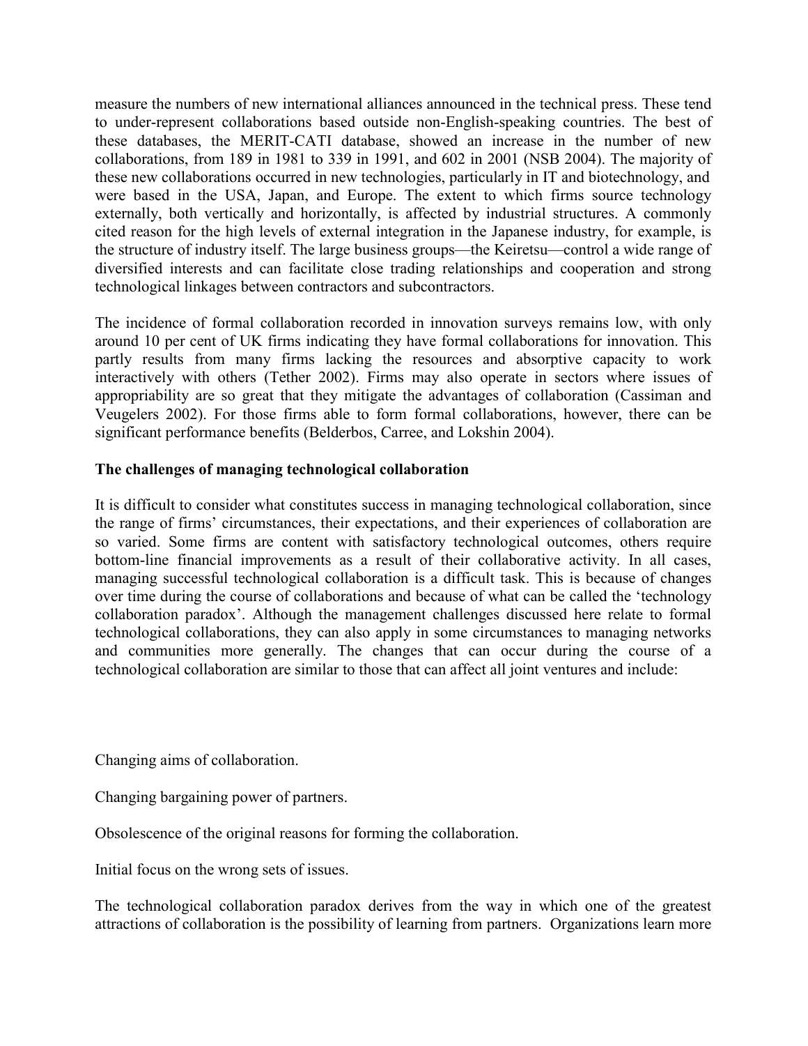measure the numbers of new international alliances announced in the technical press. These tend to under-represent collaborations based outside non-English-speaking countries. The best of these databases, the MERIT-CATI database, showed an increase in the number of new collaborations, from 189 in 1981 to 339 in 1991, and 602 in 2001 (NSB 2004). The majority of these new collaborations occurred in new technologies, particularly in IT and biotechnology, and were based in the USA, Japan, and Europe. The extent to which firms source technology externally, both vertically and horizontally, is affected by industrial structures. A commonly cited reason for the high levels of external integration in the Japanese industry, for example, is the structure of industry itself. The large business groups—the Keiretsu—control a wide range of diversified interests and can facilitate close trading relationships and cooperation and strong technological linkages between contractors and subcontractors.

The incidence of formal collaboration recorded in innovation surveys remains low, with only around 10 per cent of UK firms indicating they have formal collaborations for innovation. This partly results from many firms lacking the resources and absorptive capacity to work interactively with others (Tether 2002). Firms may also operate in sectors where issues of appropriability are so great that they mitigate the advantages of collaboration (Cassiman and Veugelers 2002). For those firms able to form formal collaborations, however, there can be significant performance benefits (Belderbos, Carree, and Lokshin 2004).

**The challenges of managing technological collaboration**

It is difficult to consider what constitutes success in managing technological collaboration, since the range of firms' circumstances, their expectations, and their experiences of collaboration are so varied. Some firms are content with satisfactory technological outcomes, others require bottom-line financial improvements as a result of their collaborative activity. In all cases, managing successful technological collaboration is a difficult task. This is because of changes over time during the course of collaborations and because of what can be called the 'technology collaboration paradox'. Although the management challenges discussed here relate to formal technological collaborations, they can also apply in some circumstances to managing networks and communities more generally. The changes that can occur during the course of a technological collaboration are similar to those that can affect all joint ventures and include:

Changing aims of collaboration.

Changing bargaining power of partners.

Obsolescence of the original reasons for forming the collaboration.

Initial focus on the wrong sets of issues.

The technological collaboration paradox derives from the way in which one of the greatest attractions of collaboration is the possibility of learning from partners. Organizations learn more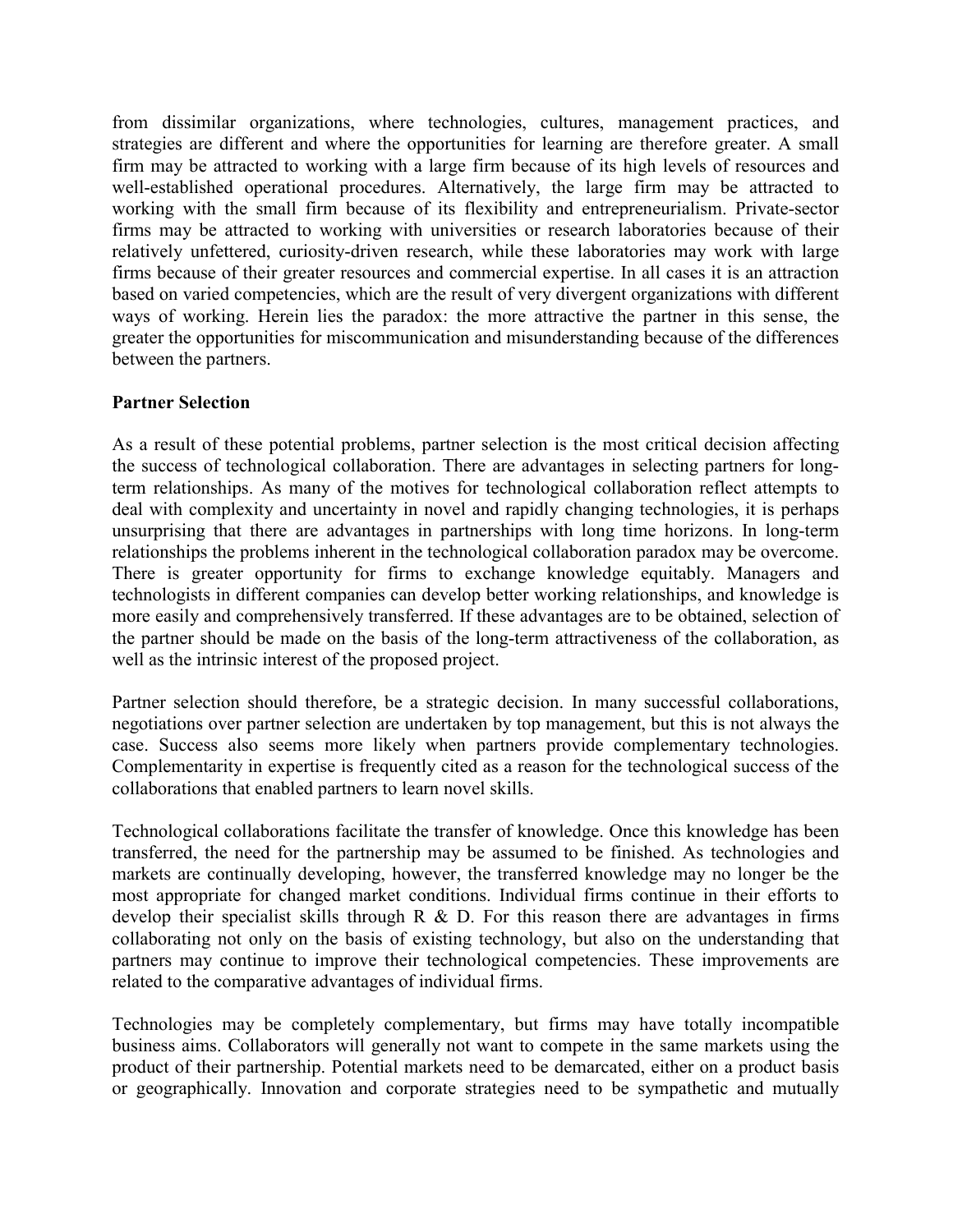from dissimilar organizations, where technologies, cultures, management practices, and strategies are different and where the opportunities for learning are therefore greater. A small firm may be attracted to working with a large firm because of its high levels of resources and well-established operational procedures. Alternatively, the large firm may be attracted to working with the small firm because of its flexibility and entrepreneurialism. Private-sector firms may be attracted to working with universities or research laboratories because of their relatively unfettered, curiosity-driven research, while these laboratories may work with large firms because of their greater resources and commercial expertise. In all cases it is an attraction based on varied competencies, which are the result of very divergent organizations with different ways of working. Herein lies the paradox: the more attractive the partner in this sense, the greater the opportunities for miscommunication and misunderstanding because of the differences between the partners.

**Partner Selection**

As a result of these potential problems, partner selection is the most critical decision affecting the success of technological collaboration. There are advantages in selecting partners for long-term relationships. As many of the motives for technological collaboration reflect attempts to deal with complexity and uncertainty in novel and rapidly changing technologies, it is perhaps unsurprising that there are advantages in partnerships with long time horizons. In long-term relationships the problems inherent in the technological collaboration paradox may be overcome. There is greater opportunity for firms to exchange knowledge equitably. Managers and technologists in different companies can develop better working relationships, and knowledge is more easily and comprehensively transferred. If these advantages are to be obtained, selection of the partner should be made on the basis of the long-term attractiveness of the collaboration, as well as the intrinsic interest of the proposed project.

Partner selection should therefore, be a strategic decision. In many successful collaborations, negotiations over partner selection are undertaken by top management, but this is not always the case. Success also seems more likely when partners provide complementary technologies. Complementarity in expertise is frequently cited as a reason for the technological success of the collaborations that enabled partners to learn novel skills.

Technological collaborations facilitate the transfer of knowledge. Once this knowledge has been transferred, the need for the partnership may be assumed to be finished. As technologies and markets are continually developing, however, the transferred knowledge may no longer be the most appropriate for changed market conditions. Individual firms continue in their efforts to develop their specialist skills through R & D. For this reason there are advantages in firms collaborating not only on the basis of existing technology, but also on the understanding that partners may continue to improve their technological competencies. These improvements are related to the comparative advantages of individual firms.

Technologies may be completely complementary, but firms may have totally incompatible business aims. Collaborators will generally not want to compete in the same markets using the product of their partnership. Potential markets need to be demarcated, either on a product basis or geographically. Innovation and corporate strategies need to be sympathetic and mutually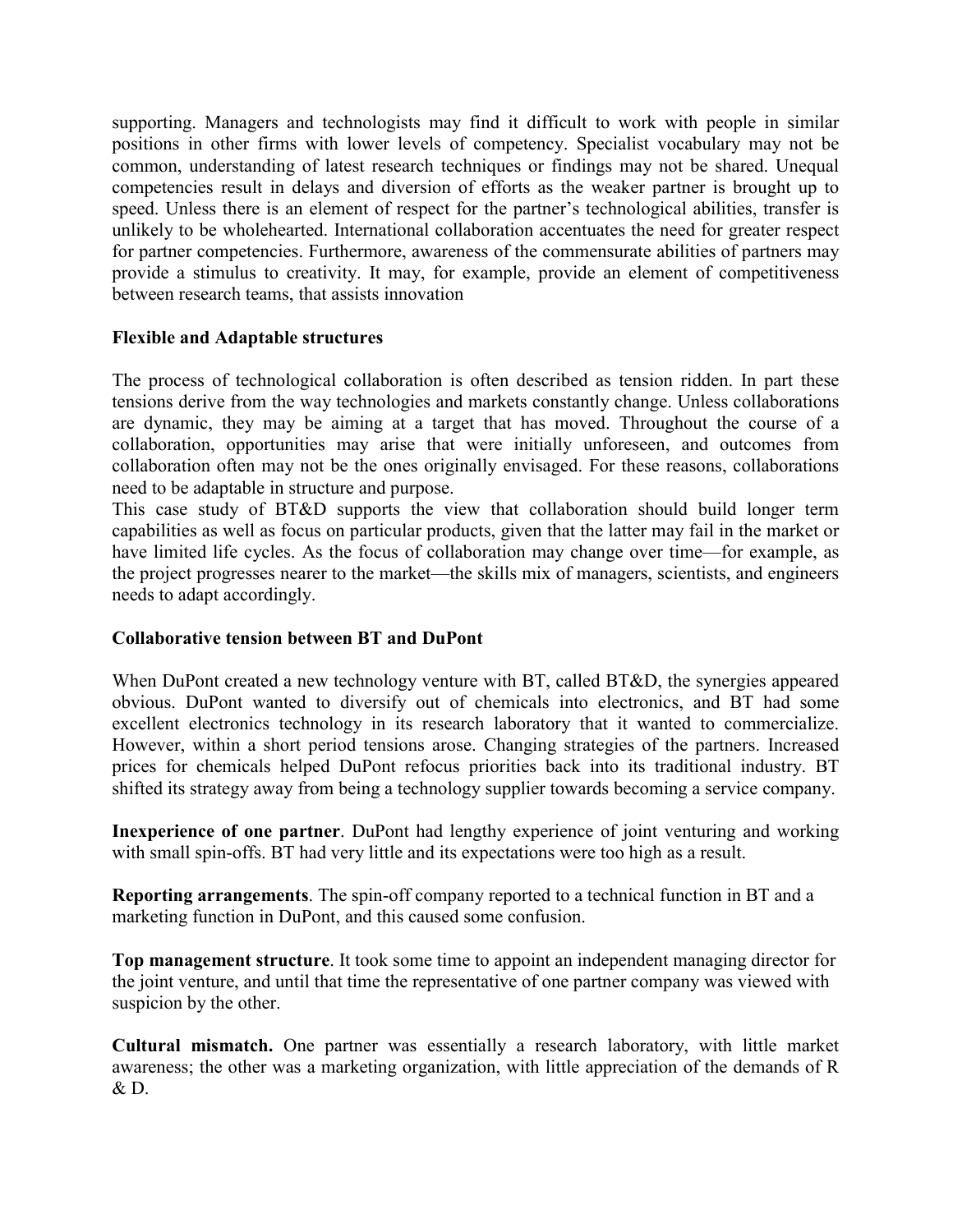supporting. Managers and technologists may find it difficult to work with people in similar positions in other firms with lower levels of competency. Specialist vocabulary may not be common, understanding of latest research techniques or findings may not be shared. Unequal competencies result in delays and diversion of efforts as the weaker partner is brought up to speed. Unless there is an element of respect for the partner's technological abilities, transfer is unlikely to be wholehearted. International collaboration accentuates the need for greater respect for partner competencies. Furthermore, awareness of the commensurate abilities of partners may provide a stimulus to creativity. It may, for example, provide an element of competitiveness between research teams, that assists innovation

**Flexible and Adaptable structures**

The process of technological collaboration is often described as tension ridden. In part these tensions derive from the way technologies and markets constantly change. Unless collaborations are dynamic, they may be aiming at a target that has moved. Throughout the course of a collaboration, opportunities may arise that were initially unforeseen, and outcomes from collaboration often may not be the ones originally envisaged. For these reasons, collaborations need to be adaptable in structure and purpose.

This case study of BT&D supports the view that collaboration should build longer term capabilities as well as focus on particular products, given that the latter may fail in the market or have limited life cycles. As the focus of collaboration may change over time—for example, as the project progresses nearer to the market—the skills mix of managers, scientists, and engineers needs to adapt accordingly.

**Collaborative tension between BT and DuPont**

When DuPont created a new technology venture with BT, called BT&D, the synergies appeared obvious. DuPont wanted to diversify out of chemicals into electronics, and BT had some excellent electronics technology in its research laboratory that it wanted to commercialize. However, within a short period tensions arose. Changing strategies of the partners. Increased prices for chemicals helped DuPont refocus priorities back into its traditional industry. BT shifted its strategy away from being a technology supplier towards becoming a service company.

**Inexperience of one partner**. DuPont had lengthy experience of joint venturing and working with small spin-offs. BT had very little and its expectations were too high as a result.

**Reporting arrangements**. The spin-off company reported to a technical function in BT and a marketing function in DuPont, and this caused some confusion.

**Top management structure**. It took some time to appoint an independent managing director for the joint venture, and until that time the representative of one partner company was viewed with suspicion by the other.

**Cultural mismatch.** One partner was essentially a research laboratory, with little market awareness; the other was a marketing organization, with little appreciation of the demands of R & D.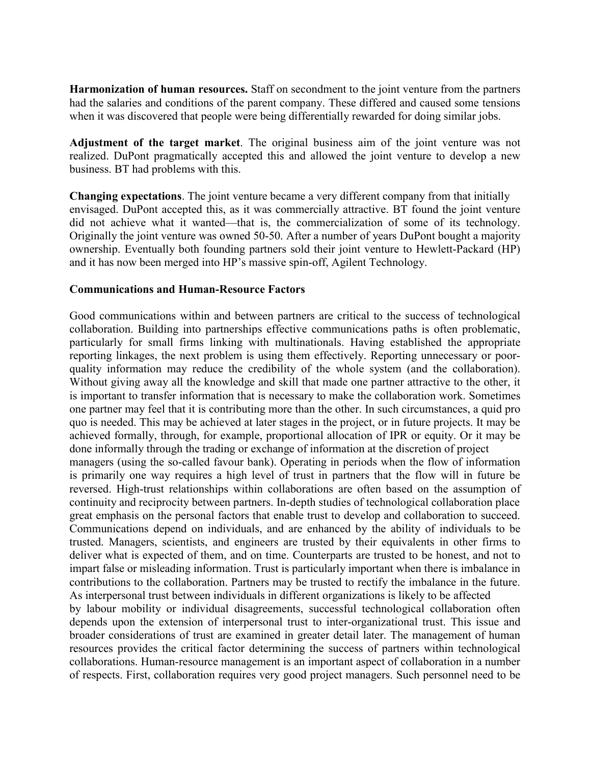**Harmonization of human resources.** Staff on secondment to the joint venture from the partners had the salaries and conditions of the parent company. These differed and caused some tensions when it was discovered that people were being differentially rewarded for doing similar jobs.

**Adjustment of the target market**. The original business aim of the joint venture was not realized. DuPont pragmatically accepted this and allowed the joint venture to develop a new business. BT had problems with this.

**Changing expectations**. The joint venture became a very different company from that initially envisaged. DuPont accepted this, as it was commercially attractive. BT found the joint venture did not achieve what it wanted—that is, the commercialization of some of its technology. Originally the joint venture was owned 50-50. After a number of years DuPont bought a majority ownership. Eventually both founding partners sold their joint venture to Hewlett-Packard (HP) and it has now been merged into HP's massive spin-off, Agilent Technology.

### Communications and Human-Resource Factors

Good communications within and between partners are critical to the success of technological collaboration. Building into partnerships effective communications paths is often problematic, particularly for small firms linking with multinationals. Having established the appropriate reporting linkages, the next problem is using them effectively. Reporting unnecessary or poor-quality information may reduce the credibility of the whole system (and the collaboration). Without giving away all the knowledge and skill that made one partner attractive to the other, it is important to transfer information that is necessary to make the collaboration work. Sometimes one partner may feel that it is contributing more than the other. In such circumstances, a quid pro quo is needed. This may be achieved at later stages in the project, or in future projects. It may be achieved formally, through, for example, proportional allocation of IPR or equity. Or it may be done informally through the trading or exchange of information at the discretion of project managers (using the so-called favour bank). Operating in periods when the flow of information is primarily one way requires a high level of trust in partners that the flow will in future be reversed. High-trust relationships within collaborations are often based on the assumption of continuity and reciprocity between partners. In-depth studies of technological collaboration place great emphasis on the personal factors that enable trust to develop and collaboration to succeed. Communications depend on individuals, and are enhanced by the ability of individuals to be trusted. Managers, scientists, and engineers are trusted by their equivalents in other firms to deliver what is expected of them, and on time. Counterparts are trusted to be honest, and not to impart false or misleading information. Trust is particularly important when there is imbalance in contributions to the collaboration. Partners may be trusted to rectify the imbalance in the future. As interpersonal trust between individuals in different organizations is likely to be affected by labour mobility or individual disagreements, successful technological collaboration often depends upon the extension of interpersonal trust to inter-organizational trust. This issue and broader considerations of trust are examined in greater detail later. The management of human resources provides the critical factor determining the success of partners within technological collaborations. Human-resource management is an important aspect of collaboration in a number of respects. First, collaboration requires very good project managers. Such personnel need to be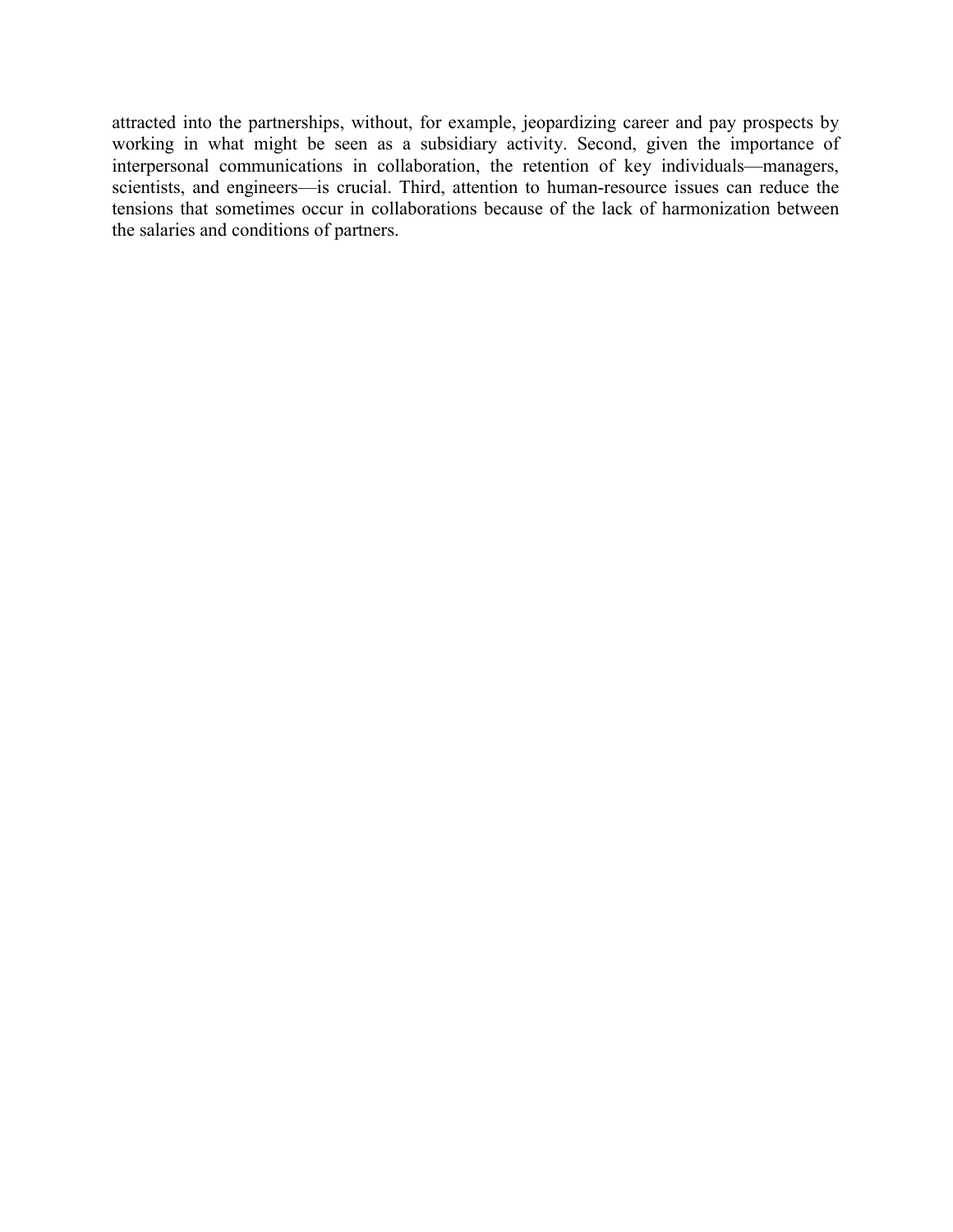attracted into the partnerships, without, for example, jeopardizing career and pay prospects by working in what might be seen as a subsidiary activity. Second, given the importance of interpersonal communications in collaboration, the retention of key individuals—managers, scientists, and engineers—is crucial. Third, attention to human-resource issues can reduce the tensions that sometimes occur in collaborations because of the lack of harmonization between the salaries and conditions of partners.